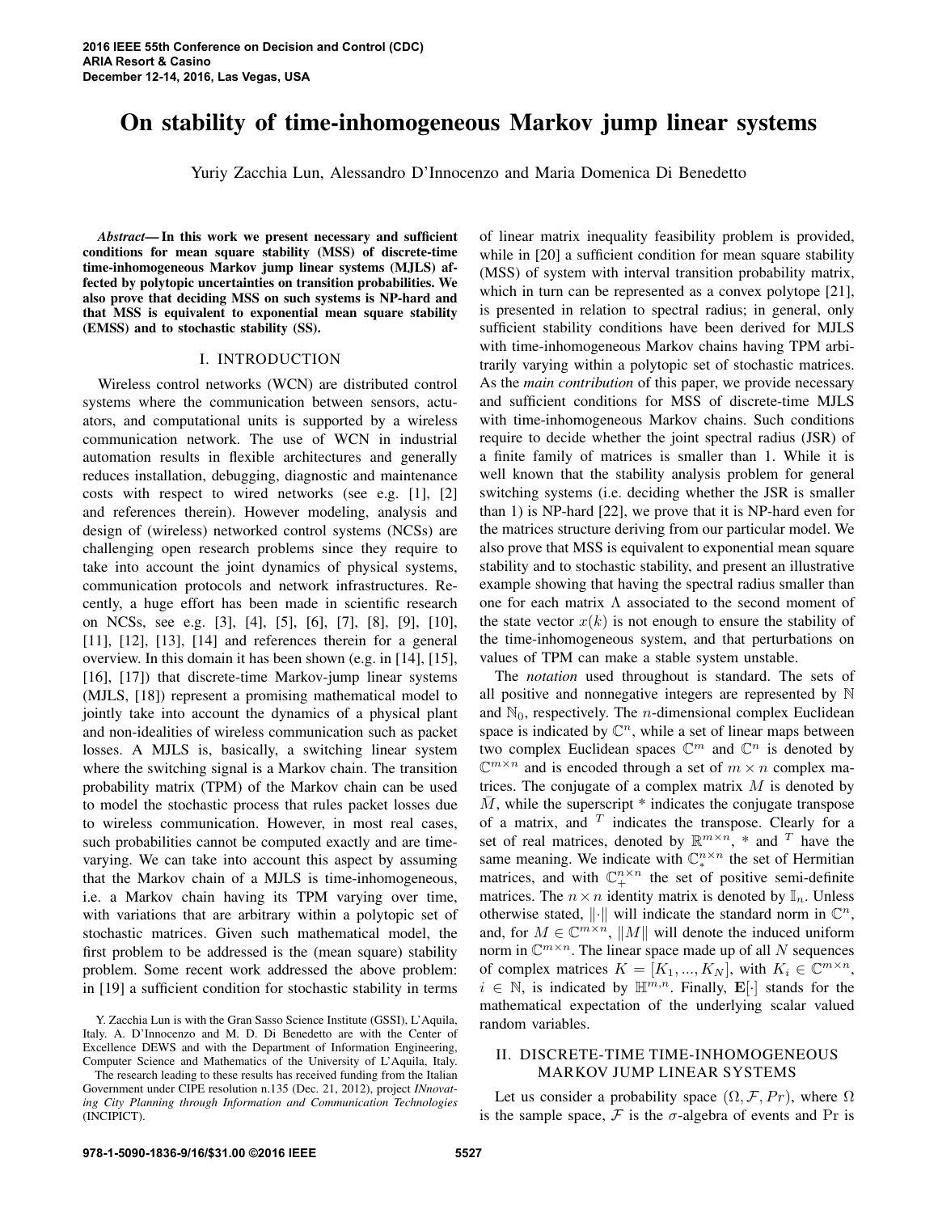# On stability of time-inhomogeneous Markov jump linear systems

Yuriy Zacchia Lun, Alessandro D'Innocenzo and Maria Domenica Di Benedetto

***Abstract*— In this work we present necessary and sufficient conditions for mean square stability (MSS) of discrete-time time-inhomogeneous Markov jump linear systems (MJLS) affected by polytopic uncertainties on transition probabilities. We also prove that deciding MSS on such systems is NP-hard and that MSS is equivalent to exponential mean square stability (EMSS) and to stochastic stability (SS).**

## I. INTRODUCTION

Wireless control networks (WCN) are distributed control systems where the communication between sensors, actuators, and computational units is supported by a wireless communication network. The use of WCN in industrial automation results in flexible architectures and generally reduces installation, debugging, diagnostic and maintenance costs with respect to wired networks (see e.g. [1], [2] and references therein). However modeling, analysis and design of (wireless) networked control systems (NCSs) are challenging open research problems since they require to take into account the joint dynamics of physical systems, communication protocols and network infrastructures. Recently, a huge effort has been made in scientific research on NCSs, see e.g. [3], [4], [5], [6], [7], [8], [9], [10], [11], [12], [13], [14] and references therein for a general overview. In this domain it has been shown (e.g. in [14], [15], [16], [17]) that discrete-time Markov-jump linear systems (MJLS, [18]) represent a promising mathematical model to jointly take into account the dynamics of a physical plant and non-idealities of wireless communication such as packet losses. A MJLS is, basically, a switching linear system where the switching signal is a Markov chain. The transition probability matrix (TPM) of the Markov chain can be used to model the stochastic process that rules packet losses due to wireless communication. However, in most real cases, such probabilities cannot be computed exactly and are time-varying. We can take into account this aspect by assuming that the Markov chain of a MJLS is time-inhomogeneous, i.e. a Markov chain having its TPM varying over time, with variations that are arbitrary within a polytopic set of stochastic matrices. Given such mathematical model, the first problem to be addressed is the (mean square) stability problem. Some recent work addressed the above problem: in [19] a sufficient condition for stochastic stability in terms of linear matrix inequality feasibility problem is provided, while in [20] a sufficient condition for mean square stability (MSS) of system with interval transition probability matrix, which in turn can be represented as a convex polytope [21], is presented in relation to spectral radius; in general, only sufficient stability conditions have been derived for MJLS with time-inhomogeneous Markov chains having TPM arbitrarily varying within a polytopic set of stochastic matrices. As the *main contribution* of this paper, we provide necessary and sufficient conditions for MSS of discrete-time MJLS with time-inhomogeneous Markov chains. Such conditions require to decide whether the joint spectral radius (JSR) of a finite family of matrices is smaller than 1. While it is well known that the stability analysis problem for general switching systems (i.e. deciding whether the JSR is smaller than 1) is NP-hard [22], we prove that it is NP-hard even for the matrices structure deriving from our particular model. We also prove that MSS is equivalent to exponential mean square stability and to stochastic stability, and present an illustrative example showing that having the spectral radius smaller than one for each matrix $\Lambda$ associated to the second moment of the state vector $x(k)$ is not enough to ensure the stability of the time-inhomogeneous system, and that perturbations on values of TPM can make a stable system unstable.

The *notation* used throughout is standard. The sets of all positive and nonnegative integers are represented by $\mathbb{N}$ and $\mathbb{N}_0$, respectively. The $n$-dimensional complex Euclidean space is indicated by $\mathbb{C}^n$, while a set of linear maps between two complex Euclidean spaces $\mathbb{C}^m$ and $\mathbb{C}^n$ is denoted by $\mathbb{C}^{m\times n}$ and is encoded through a set of $m \times n$ complex matrices. The conjugate of a complex matrix $M$ is denoted by $\bar{M}$, while the superscript $*$ indicates the conjugate transpose of a matrix, and $^T$ indicates the transpose. Clearly for a set of real matrices, denoted by $\mathbb{R}^{m\times n}$, $*$ and $^T$ have the same meaning. We indicate with $\mathbb{C}_*^{n\times n}$ the set of Hermitian matrices, and with $\mathbb{C}_+^{n\times n}$ the set of positive semi-definite matrices. The $n \times n$ identity matrix is denoted by $\mathbb{I}_n$. Unless otherwise stated, $\|\cdot\|$ will indicate the standard norm in $\mathbb{C}^n$, and, for $M \in \mathbb{C}^{m\times n}$, $\|M\|$ will denote the induced uniform norm in $\mathbb{C}^{m\times n}$. The linear space made up of all $N$ sequences of complex matrices $K = [K_1, ..., K_N]$, with $K_i \in \mathbb{C}^{m\times n}$, $i \in \mathbb{N}$, is indicated by $\mathbb{H}^{m,n}$. Finally, $\mathbf{E}[\cdot]$ stands for the mathematical expectation of the underlying scalar valued random variables.

## II. DISCRETE-TIME TIME-INHOMOGENEOUS MARKOV JUMP LINEAR SYSTEMS

Let us consider a probability space $(\Omega, \mathcal{F}, Pr)$, where $\Omega$ is the sample space, $\mathcal{F}$ is the $\sigma$-algebra of events and Pr is

Y. Zacchia Lun is with the Gran Sasso Science Institute (GSSI), L'Aquila, Italy. A. D'Innocenzo and M. D. Di Benedetto are with the Center of Excellence DEWS and with the Department of Information Engineering, Computer Science and Mathematics of the University of L'Aquila, Italy.

The research leading to these results has received funding from the Italian Government under CIPE resolution n.135 (Dec. 21, 2012), project *INnovating City Planning through Information and Communication Technologies* (INCIPICT).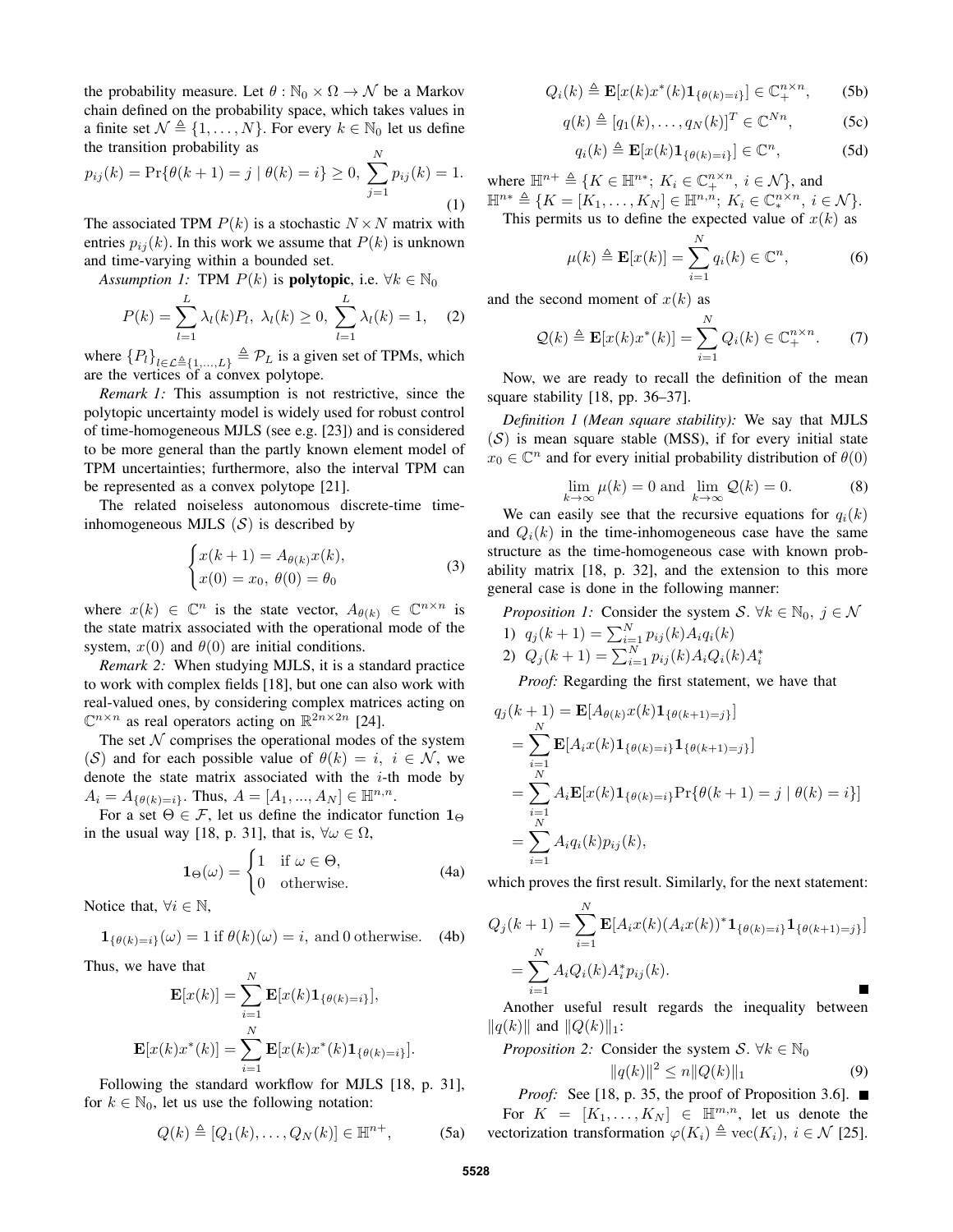the probability measure. Let $\theta : \mathbb{N}_0 \times \Omega \to \mathcal{N}$ be a Markov chain defined on the probability space, which takes values in a finite set $\mathcal{N} \triangleq \{1, \ldots, N\}$. For every $k \in \mathbb{N}_0$ let us define the transition probability as

$$p_{ij}(k) = \Pr\{\theta(k+1) = j \mid \theta(k) = i\} \geq 0, \ \sum_{j=1}^{N} p_{ij}(k) = 1. \tag{1}$$

The associated TPM $P(k)$ is a stochastic $N \times N$ matrix with entries $p_{ij}(k)$. In this work we assume that $P(k)$ is unknown and time-varying within a bounded set.

*Assumption 1:* TPM $P(k)$ is **polytopic**, i.e. $\forall k \in \mathbb{N}_0$

$$P(k) = \sum_{l=1}^{L} \lambda_l(k) P_l, \ \lambda_l(k) \geq 0, \ \sum_{l=1}^{L} \lambda_l(k) = 1, \tag{2}$$

where $\{P_l\}_{l \in \mathcal{L} \triangleq \{1,\ldots,L\}} \triangleq \mathcal{P}_L$ is a given set of TPMs, which are the vertices of a convex polytope.

*Remark 1:* This assumption is not restrictive, since the polytopic uncertainty model is widely used for robust control of time-homogeneous MJLS (see e.g. [23]) and is considered to be more general than the partly known element model of TPM uncertainties; furthermore, also the interval TPM can be represented as a convex polytope [21].

The related noiseless autonomous discrete-time time-inhomogeneous MJLS $(\mathcal{S})$ is described by

$$\begin{cases} x(k+1) = A_{\theta(k)} x(k), \\ x(0) = x_0, \ \theta(0) = \theta_0 \end{cases} \tag{3}$$

where $x(k) \in \mathbb{C}^n$ is the state vector, $A_{\theta(k)} \in \mathbb{C}^{n \times n}$ is the state matrix associated with the operational mode of the system, $x(0)$ and $\theta(0)$ are initial conditions.

*Remark 2:* When studying MJLS, it is a standard practice to work with complex fields [18], but one can also work with real-valued ones, by considering complex matrices acting on $\mathbb{C}^{n \times n}$ as real operators acting on $\mathbb{R}^{2n \times 2n}$ [24].

The set $\mathcal{N}$ comprises the operational modes of the system $(\mathcal{S})$ and for each possible value of $\theta(k) = i, \ i \in \mathcal{N}$, we denote the state matrix associated with the $i$-th mode by $A_i = A_{\{\theta(k)=i\}}$. Thus, $A = [A_1, ..., A_N] \in \mathbb{H}^{n,n}$.

For a set $\Theta \in \mathcal{F}$, let us define the indicator function $\mathbf{1}_\Theta$ in the usual way [18, p. 31], that is, $\forall \omega \in \Omega$,

$$\mathbf{1}_\Theta(\omega) = \begin{cases} 1 & \text{if } \omega \in \Theta, \\ 0 & \text{otherwise.} \end{cases} \tag{4a}$$

Notice that, $\forall i \in \mathbb{N}$,

$$\mathbf{1}_{\{\theta(k)=i\}}(\omega) = 1 \text{ if } \theta(k)(\omega) = i, \text{ and } 0 \text{ otherwise.} \tag{4b}$$

Thus, we have that

$$\mathbf{E}[x(k)] = \sum_{i=1}^{N} \mathbf{E}[x(k)\mathbf{1}_{\{\theta(k)=i\}}],$$

$$\mathbf{E}[x(k)x^*(k)] = \sum_{i=1}^{N} \mathbf{E}[x(k)x^*(k)\mathbf{1}_{\{\theta(k)=i\}}].$$

Following the standard workflow for MJLS [18, p. 31], for $k \in \mathbb{N}_0$, let us use the following notation:

$$Q(k) \triangleq [Q_1(k), \ldots, Q_N(k)] \in \mathbb{H}^{n+}, \tag{5a}$$

$$Q_i(k) \triangleq \mathbf{E}[x(k)x^*(k)\mathbf{1}_{\{\theta(k)=i\}}] \in \mathbb{C}_+^{n \times n}, \tag{5b}$$

$$q(k) \triangleq [q_1(k), \ldots, q_N(k)]^T \in \mathbb{C}^{Nn}, \tag{5c}$$

$$q_i(k) \triangleq \mathbf{E}[x(k)\mathbf{1}_{\{\theta(k)=i\}}] \in \mathbb{C}^n, \tag{5d}$$

where $\mathbb{H}^{n+} \triangleq \{K \in \mathbb{H}^{n*}; \ K_i \in \mathbb{C}_+^{n \times n}, \ i \in \mathcal{N}\}$, and $\mathbb{H}^{n*} \triangleq \{K = [K_1, \ldots, K_N] \in \mathbb{H}^{n,n}; \ K_i \in \mathbb{C}_*^{n \times n}, \ i \in \mathcal{N}\}$.

This permits us to define the expected value of $x(k)$ as

$$\mu(k) \triangleq \mathbf{E}[x(k)] = \sum_{i=1}^{N} q_i(k) \in \mathbb{C}^n, \tag{6}$$

and the second moment of $x(k)$ as

$$\mathcal{Q}(k) \triangleq \mathbf{E}[x(k)x^*(k)] = \sum_{i=1}^{N} Q_i(k) \in \mathbb{C}_+^{n \times n}. \tag{7}$$

Now, we are ready to recall the definition of the mean square stability [18, pp. 36–37].

*Definition 1 (Mean square stability):* We say that MJLS $(\mathcal{S})$ is mean square stable (MSS), if for every initial state $x_0 \in \mathbb{C}^n$ and for every initial probability distribution of $\theta(0)$

$$\lim_{k \to \infty} \mu(k) = 0 \text{ and } \lim_{k \to \infty} \mathcal{Q}(k) = 0. \tag{8}$$

We can easily see that the recursive equations for $q_i(k)$ and $Q_i(k)$ in the time-inhomogeneous case have the same structure as the time-homogeneous case with known probability matrix [18, p. 32], and the extension to this more general case is done in the following manner:

*Proposition 1:* Consider the system $\mathcal{S}$. $\forall k \in \mathbb{N}_0, \ j \in \mathcal{N}$

1) $q_j(k+1) = \sum_{i=1}^{N} p_{ij}(k) A_i q_i(k)$
2) $Q_j(k+1) = \sum_{i=1}^{N} p_{ij}(k) A_i Q_i(k) A_i^*$

*Proof:* Regarding the first statement, we have that

$$\begin{aligned}
q_j(k+1) &= \mathbf{E}[A_{\theta(k)} x(k) \mathbf{1}_{\{\theta(k+1)=j\}}] \\
&= \sum_{i=1}^{N} \mathbf{E}[A_i x(k) \mathbf{1}_{\{\theta(k)=i\}} \mathbf{1}_{\{\theta(k+1)=j\}}] \\
&= \sum_{i=1}^{N} A_i \mathbf{E}[x(k) \mathbf{1}_{\{\theta(k)=i\}} \Pr\{\theta(k+1) = j \mid \theta(k) = i\}] \\
&= \sum_{i=1}^{N} A_i q_i(k) p_{ij}(k),
\end{aligned}$$

which proves the first result. Similarly, for the next statement:

$$\begin{aligned}
Q_j(k+1) &= \sum_{i=1}^{N} \mathbf{E}[A_i x(k) (A_i x(k))^* \mathbf{1}_{\{\theta(k)=i\}} \mathbf{1}_{\{\theta(k+1)=j\}}] \\
&= \sum_{i=1}^{N} A_i Q_i(k) A_i^* p_{ij}(k).
\end{aligned}$$

■

Another useful result regards the inequality between $\|q(k)\|$ and $\|Q(k)\|_1$:

*Proposition 2:* Consider the system $\mathcal{S}$. $\forall k \in \mathbb{N}_0$

$$\|q(k)\|^2 \leq n \|Q(k)\|_1 \tag{9}$$

*Proof:* See [18, p. 35, the proof of Proposition 3.6]. ■

For $K = [K_1, \ldots, K_N] \in \mathbb{H}^{m,n}$, let us denote the vectorization transformation $\varphi(K_i) \triangleq \text{vec}(K_i), \ i \in \mathcal{N}$ [25].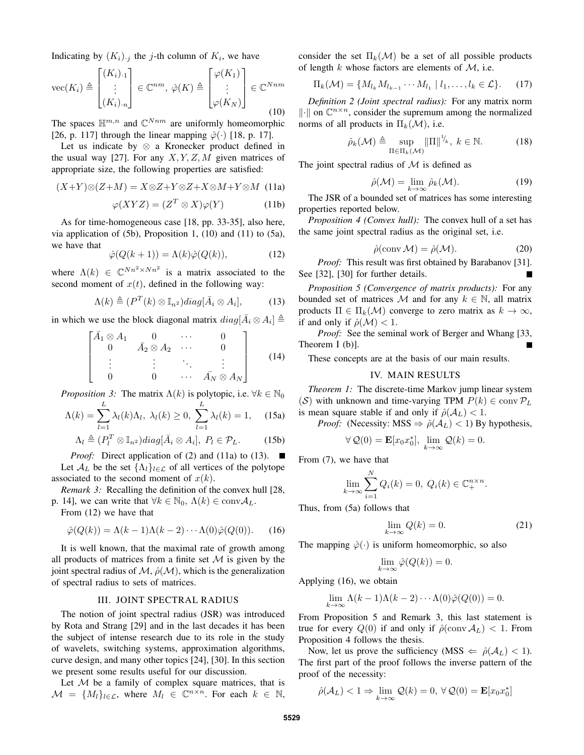Indicating by $(K_i)_{\cdot j}$ the $j$-th column of $K_i$, we have

$$\mathrm{vec}(K_i) \triangleq \begin{bmatrix} (K_i)_{\cdot 1} \\ \vdots \\ (K_i)_{\cdot n} \end{bmatrix} \in \mathbb{C}^{nm},\ \hat{\varphi}(K) \triangleq \begin{bmatrix} \varphi(K_1) \\ \vdots \\ \varphi(K_N) \end{bmatrix} \in \mathbb{C}^{Nnm} \tag{10}$$

The spaces $\mathbb{H}^{m,n}$ and $\mathbb{C}^{Nnm}$ are uniformly homeomorphic [26, p. 117] through the linear mapping $\hat{\varphi}(\cdot)$ [18, p. 17].

Let us indicate by $\otimes$ a Kronecker product defined in the usual way [27]. For any $X, Y, Z, M$ given matrices of appropriate size, the following properties are satisfied:

$$(X+Y)\otimes(Z+M) = X\otimes Z + Y\otimes Z + X\otimes M + Y\otimes M \tag{11a}$$

$$\varphi(XYZ) = (Z^T \otimes X)\varphi(Y) \tag{11b}$$

As for time-homogeneous case [18, pp. 33-35], also here, via application of (5b), Proposition 1, (10) and (11) to (5a), we have that

$$\hat{\varphi}(Q(k+1)) = \Lambda(k)\hat{\varphi}(Q(k)), \tag{12}$$

where $\Lambda(k) \in \mathbb{C}^{Nn^2 \times Nn^2}$ is a matrix associated to the second moment of $x(t)$, defined in the following way:

$$\Lambda(k) \triangleq (P^T(k) \otimes \mathbb{I}_{n^2}) diag[\bar{A}_i \otimes A_i], \tag{13}$$

in which we use the block diagonal matrix $diag[\bar{A}_i \otimes A_i] \triangleq$

$$\begin{bmatrix} \bar{A}_1 \otimes A_1 & 0 & \cdots & 0 \\ 0 & \bar{A}_2 \otimes A_2 & \cdots & 0 \\ \vdots & \vdots & \ddots & \vdots \\ 0 & 0 & \cdots & \bar{A}_N \otimes A_N \end{bmatrix} \tag{14}$$

*Proposition 3:* The matrix $\Lambda(k)$ is polytopic, i.e. $\forall k \in \mathbb{N}_0$

$$\Lambda(k) = \sum_{l=1}^{L} \lambda_l(k)\Lambda_l,\ \lambda_l(k) \geq 0,\ \sum_{l=1}^{L} \lambda_l(k) = 1, \tag{15a}$$

$$\Lambda_l \triangleq (P_l^T \otimes \mathbb{I}_{n^2}) diag[\bar{A}_i \otimes A_i],\ P_l \in \mathcal{P}_L. \tag{15b}$$

*Proof:* Direct application of (2) and (11a) to (13). ∎

Let $\mathcal{A}_L$ be the set $\{\Lambda_l\}_{l \in \mathcal{L}}$ of all vertices of the polytope associated to the second moment of $x(k)$.

*Remark 3:* Recalling the definition of the convex hull [28, p. 14], we can write that $\forall k \in \mathbb{N}_0$, $\Lambda(k) \in \mathrm{conv}\mathcal{A}_L$.

From (12) we have that

$$\hat{\varphi}(Q(k)) = \Lambda(k-1)\Lambda(k-2)\cdots\Lambda(0)\hat{\varphi}(Q(0)). \tag{16}$$

It is well known, that the maximal rate of growth among all products of matrices from a finite set $\mathcal{M}$ is given by the joint spectral radius of $\mathcal{M}$, $\hat{\rho}(\mathcal{M})$, which is the generalization of spectral radius to sets of matrices.

## III. JOINT SPECTRAL RADIUS

The notion of joint spectral radius (JSR) was introduced by Rota and Strang [29] and in the last decades it has been the subject of intense research due to its role in the study of wavelets, switching systems, approximation algorithms, curve design, and many other topics [24], [30]. In this section we present some results useful for our discussion.

Let $\mathcal{M}$ be a family of complex square matrices, that is $\mathcal{M} = \{M_l\}_{l \in \mathcal{L}}$, where $M_l \in \mathbb{C}^{n \times n}$. For each $k \in \mathbb{N}$, consider the set $\Pi_k(\mathcal{M})$ be a set of all possible products of length $k$ whose factors are elements of $\mathcal{M}$, i.e.

$$\Pi_k(\mathcal{M}) = \{M_{l_k} M_{l_{k-1}} \cdots M_{l_1} \mid l_1, \ldots, l_k \in \mathcal{L}\}. \tag{17}$$

*Definition 2 (Joint spectral radius):* For any matrix norm $\|\cdot\|$ on $\mathbb{C}^{n \times n}$, consider the supremum among the normalized norms of all products in $\Pi_k(\mathcal{M})$, i.e.

$$\hat{\rho}_k(\mathcal{M}) \triangleq \sup_{\Pi \in \Pi_k(\mathcal{M})} \|\Pi\|^{1/k},\ k \in \mathbb{N}. \tag{18}$$

The joint spectral radius of $\mathcal{M}$ is defined as

$$\hat{\rho}(\mathcal{M}) = \lim_{k \to \infty} \hat{\rho}_k(\mathcal{M}). \tag{19}$$

The JSR of a bounded set of matrices has some interesting properties reported below.

*Proposition 4 (Convex hull):* The convex hull of a set has the same joint spectral radius as the original set, i.e.

$$\hat{\rho}(\mathrm{conv}\,\mathcal{M}) = \hat{\rho}(\mathcal{M}). \tag{20}$$

*Proof:* This result was first obtained by Barabanov [31]. See [32], [30] for further details. ∎

*Proposition 5 (Convergence of matrix products):* For any bounded set of matrices $\mathcal{M}$ and for any $k \in \mathbb{N}$, all matrix products $\Pi \in \Pi_k(\mathcal{M})$ converge to zero matrix as $k \to \infty$, if and only if $\hat{\rho}(\mathcal{M}) < 1$.

*Proof:* See the seminal work of Berger and Whang [33, Theorem I (b)]. ∎

These concepts are at the basis of our main results.

## IV. MAIN RESULTS

*Theorem 1:* The discrete-time Markov jump linear system $(\mathcal{S})$ with unknown and time-varying TPM $P(k) \in \mathrm{conv}\,\mathcal{P}_L$ is mean square stable if and only if $\hat{\rho}(\mathcal{A}_L) < 1$.

*Proof:* (Necessity: MSS $\Rightarrow \hat{\rho}(\mathcal{A}_L) < 1$) By hypothesis,

$$\forall\, \mathcal{Q}(0) = \mathbf{E}[x_0 x_0^*],\ \lim_{k \to \infty} \mathcal{Q}(k) = 0.$$

From (7), we have that

$$\lim_{k \to \infty} \sum_{i=1}^{N} Q_i(k) = 0,\ Q_i(k) \in \mathbb{C}_+^{n \times n}.$$

Thus, from (5a) follows that

$$\lim_{k \to \infty} Q(k) = 0. \tag{21}$$

The mapping $\hat{\varphi}(\cdot)$ is uniform homeomorphic, so also

$$\lim_{k \to \infty} \hat{\varphi}(Q(k)) = 0.$$

Applying (16), we obtain

$$\lim_{k \to \infty} \Lambda(k-1)\Lambda(k-2)\cdots\Lambda(0)\hat{\varphi}(Q(0)) = 0.$$

From Proposition 5 and Remark 3, this last statement is true for every $Q(0)$ if and only if $\hat{\rho}(\mathrm{conv}\,\mathcal{A}_L) < 1$. From Proposition 4 follows the thesis.

Now, let us prove the sufficiency (MSS $\Leftarrow \hat{\rho}(\mathcal{A}_L) < 1$). The first part of the proof follows the inverse pattern of the proof of the necessity:

$$\hat{\rho}(\mathcal{A}_L) < 1 \Rightarrow \lim_{k \to \infty} \mathcal{Q}(k) = 0,\ \forall\, \mathcal{Q}(0) = \mathbf{E}[x_0 x_0^*]$$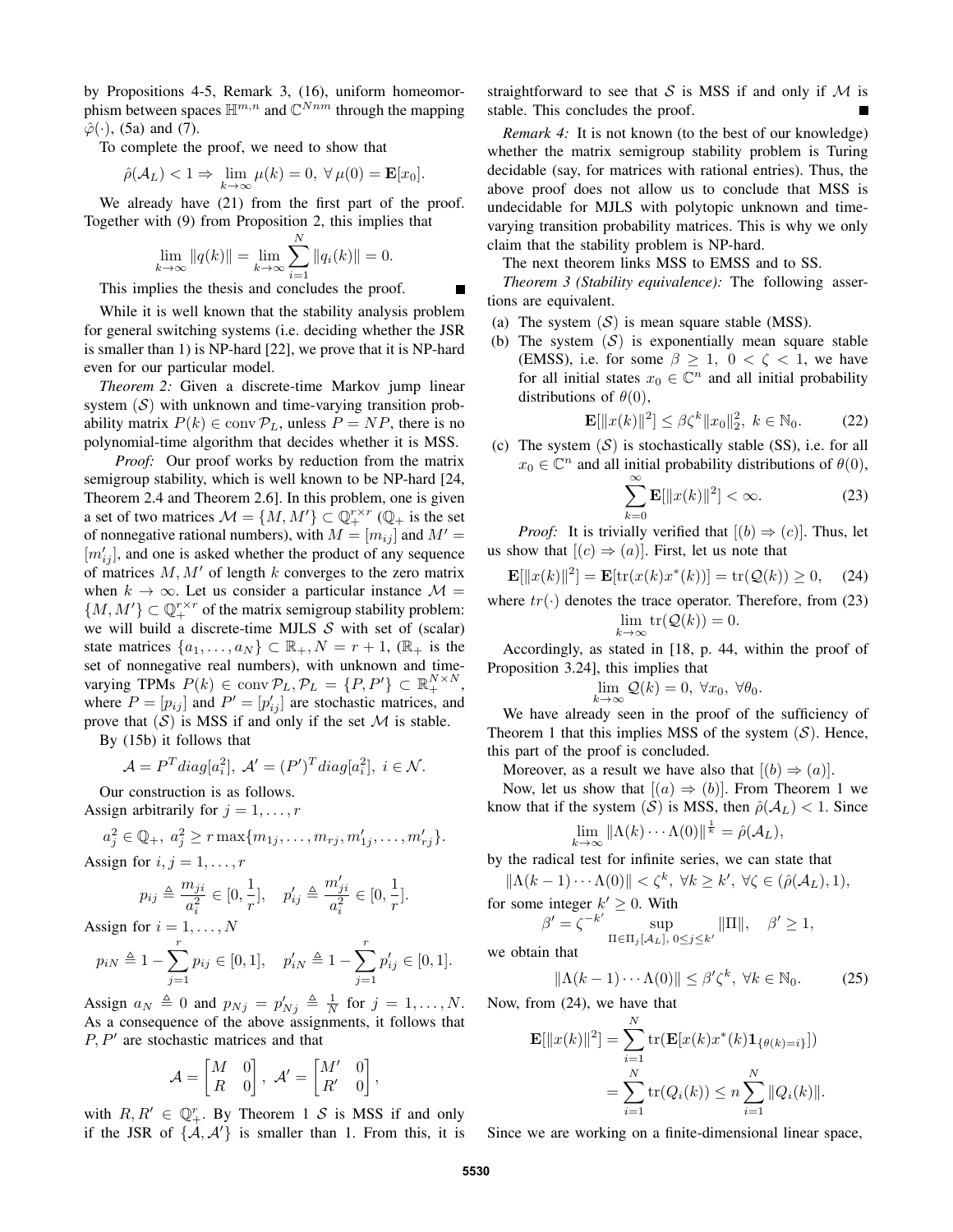by Propositions 4-5, Remark 3, (16), uniform homeomorphism between spaces $\mathbb{H}^{m,n}$ and $\mathbb{C}^{Nnm}$ through the mapping $\hat{\varphi}(\cdot)$, (5a) and (7).

To complete the proof, we need to show that

$$\hat{\rho}(\mathcal{A}_L) < 1 \Rightarrow \lim_{k\to\infty} \mu(k) = 0, \; \forall\, \mu(0) = \mathbf{E}[x_0].$$

We already have (21) from the first part of the proof. Together with (9) from Proposition 2, this implies that

$$\lim_{k\to\infty} \|q(k)\| = \lim_{k\to\infty} \sum_{i=1}^{N} \|q_i(k)\| = 0.$$

This implies the thesis and concludes the proof. ∎

While it is well known that the stability analysis problem for general switching systems (i.e. deciding whether the JSR is smaller than 1) is NP-hard [22], we prove that it is NP-hard even for our particular model.

*Theorem 2:* Given a discrete-time Markov jump linear system $(\mathcal{S})$ with unknown and time-varying transition probability matrix $P(k) \in \operatorname{conv} \mathcal{P}_L$, unless $P = NP$, there is no polynomial-time algorithm that decides whether it is MSS.

*Proof:* Our proof works by reduction from the matrix semigroup stability, which is well known to be NP-hard [24, Theorem 2.4 and Theorem 2.6]. In this problem, one is given a set of two matrices $\mathcal{M} = \{M, M'\} \subset \mathbb{Q}_+^{r\times r}$ ($\mathbb{Q}_+$ is the set of nonnegative rational numbers), with $M = [m_{ij}]$ and $M' = [m'_{ij}]$, and one is asked whether the product of any sequence of matrices $M, M'$ of length $k$ converges to the zero matrix when $k \to \infty$. Let us consider a particular instance $\mathcal{M} = \{M, M'\} \subset \mathbb{Q}_+^{r\times r}$ of the matrix semigroup stability problem: we will build a discrete-time MJLS $\mathcal{S}$ with set of (scalar) state matrices $\{a_1, \ldots, a_N\} \subset \mathbb{R}_+, N = r+1$, ($\mathbb{R}_+$ is the set of nonnegative real numbers), with unknown and time-varying TPMs $P(k) \in \operatorname{conv} \mathcal{P}_L, \mathcal{P}_L = \{P, P'\} \subset \mathbb{R}_+^{N\times N}$, where $P = [p_{ij}]$ and $P' = [p'_{ij}]$ are stochastic matrices, and prove that $(\mathcal{S})$ is MSS if and only if the set $\mathcal{M}$ is stable.

By (15b) it follows that

$$\mathcal{A} = P^T diag[a_i^2], \; \mathcal{A}' = (P')^T diag[a_i^2], \; i \in \mathcal{N}.$$

Our construction is as follows.

Assign arbitrarily for $j = 1, \ldots, r$

$$a_j^2 \in \mathbb{Q}_+, \; a_j^2 \geq r \max\{m_{1j}, \ldots, m_{rj}, m'_{1j}, \ldots, m'_{rj}\}.$$

Assign for $i, j = 1, \ldots, r$

$$p_{ij} \triangleq \frac{m_{ji}}{a_i^2} \in [0, \frac{1}{r}], \quad p'_{ij} \triangleq \frac{m'_{ji}}{a_i^2} \in [0, \frac{1}{r}].$$

Assign for $i = 1, \ldots, N$

$$p_{iN} \triangleq 1 - \sum_{j=1}^{r} p_{ij} \in [0, 1], \quad p'_{iN} \triangleq 1 - \sum_{j=1}^{r} p'_{ij} \in [0, 1].$$

Assign $a_N \triangleq 0$ and $p_{Nj} = p'_{Nj} \triangleq \frac{1}{N}$ for $j = 1, \ldots, N$. As a consequence of the above assignments, it follows that $P, P'$ are stochastic matrices and that

$$\mathcal{A} = \begin{bmatrix} M & 0 \\ R & 0 \end{bmatrix}, \; \mathcal{A}' = \begin{bmatrix} M' & 0 \\ R' & 0 \end{bmatrix},$$

with $R, R' \in \mathbb{Q}_+^r$. By Theorem 1 $\mathcal{S}$ is MSS if and only if the JSR of $\{\mathcal{A}, \mathcal{A}'\}$ is smaller than 1. From this, it is straightforward to see that $\mathcal{S}$ is MSS if and only if $\mathcal{M}$ is stable. This concludes the proof. ∎

*Remark 4:* It is not known (to the best of our knowledge) whether the matrix semigroup stability problem is Turing decidable (say, for matrices with rational entries). Thus, the above proof does not allow us to conclude that MSS is undecidable for MJLS with polytopic unknown and time-varying transition probability matrices. This is why we only claim that the stability problem is NP-hard.

The next theorem links MSS to EMSS and to SS.

*Theorem 3 (Stability equivalence):* The following assertions are equivalent.

(a) The system $(\mathcal{S})$ is mean square stable (MSS).

(b) The system $(\mathcal{S})$ is exponentially mean square stable (EMSS), i.e. for some $\beta \geq 1, \; 0 < \zeta < 1$, we have for all initial states $x_0 \in \mathbb{C}^n$ and all initial probability distributions of $\theta(0)$,

$$\mathbf{E}[\|x(k)\|^2] \leq \beta \zeta^k \|x_0\|_2^2, \; k \in \mathbb{N}_0. \tag{22}$$

(c) The system $(\mathcal{S})$ is stochastically stable (SS), i.e. for all $x_0 \in \mathbb{C}^n$ and all initial probability distributions of $\theta(0)$,

$$\sum_{k=0}^{\infty} \mathbf{E}[\|x(k)\|^2] < \infty. \tag{23}$$

*Proof:* It is trivially verified that $[(b) \Rightarrow (c)]$. Thus, let us show that $[(c) \Rightarrow (a)]$. First, let us note that

$$\mathbf{E}[\|x(k)\|^2] = \mathbf{E}[\operatorname{tr}(x(k)x^*(k))] = \operatorname{tr}(\mathcal{Q}(k)) \geq 0, \tag{24}$$

where $tr(\cdot)$ denotes the trace operator. Therefore, from (23)

$$\lim_{k\to\infty} \operatorname{tr}(\mathcal{Q}(k)) = 0.$$

Accordingly, as stated in [18, p. 44, within the proof of Proposition 3.24], this implies that

$$\lim_{k\to\infty} \mathcal{Q}(k) = 0, \; \forall x_0, \; \forall \theta_0.$$

We have already seen in the proof of the sufficiency of Theorem 1 that this implies MSS of the system $(\mathcal{S})$. Hence, this part of the proof is concluded.

Moreover, as a result we have also that $[(b) \Rightarrow (a)]$.

Now, let us show that $[(a) \Rightarrow (b)]$. From Theorem 1 we know that if the system $(\mathcal{S})$ is MSS, then $\hat{\rho}(\mathcal{A}_L) < 1$. Since

$$\lim_{k\to\infty} \|\Lambda(k) \cdots \Lambda(0)\|^{\frac{1}{k}} = \hat{\rho}(\mathcal{A}_L),$$

by the radical test for infinite series, we can state that

$$\|\Lambda(k-1) \cdots \Lambda(0)\| < \zeta^k, \; \forall k \geq k', \; \forall \zeta \in (\hat{\rho}(\mathcal{A}_L), 1),$$

for some integer $k' \geq 0$. With

$$\beta' = \zeta^{-k'} \sup_{\Pi \in \Pi_j[\mathcal{A}_L], \; 0 \leq j \leq k'} \|\Pi\|, \quad \beta' \geq 1,$$

we obtain that

$$\|\Lambda(k-1) \cdots \Lambda(0)\| \leq \beta' \zeta^k, \; \forall k \in \mathbb{N}_0. \tag{25}$$

Now, from (24), we have that

$$\begin{aligned} \mathbf{E}[\|x(k)\|^2] &= \sum_{i=1}^{N} \operatorname{tr}(\mathbf{E}[x(k)x^*(k)\mathbf{1}_{\{\theta(k)=i\}}]) \\ &= \sum_{i=1}^{N} \operatorname{tr}(Q_i(k)) \leq n \sum_{i=1}^{N} \|Q_i(k)\|. \end{aligned}$$

Since we are working on a finite-dimensional linear space,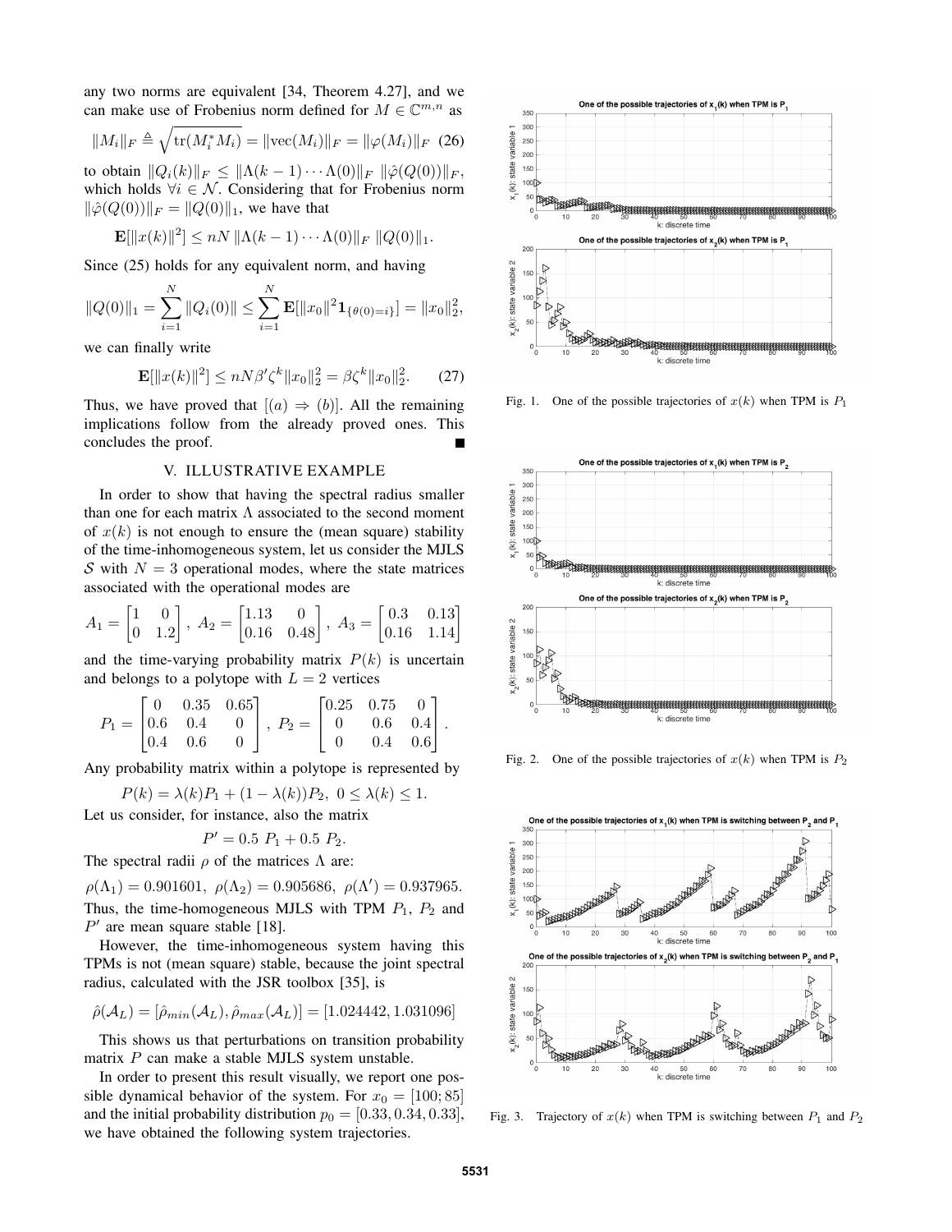any two norms are equivalent [34, Theorem 4.27], and we can make use of Frobenius norm defined for $M \in \mathbb{C}^{m,n}$ as

$$\|M_i\|_F \triangleq \sqrt{\text{tr}(M_i^* M_i)} = \|\text{vec}(M_i)\|_F = \|\varphi(M_i)\|_F \quad (26)$$

to obtain $\|Q_i(k)\|_F \leq \|\Lambda(k-1)\cdots\Lambda(0)\|_F \ \|\hat{\varphi}(Q(0))\|_F$, which holds $\forall i \in \mathcal{N}$. Considering that for Frobenius norm $\|\hat{\varphi}(Q(0))\|_F = \|Q(0)\|_1$, we have that

$$\mathbf{E}[\|x(k)\|^2] \leq nN \, \|\Lambda(k-1)\cdots\Lambda(0)\|_F \ \|Q(0)\|_1.$$

Since (25) holds for any equivalent norm, and having

$$\|Q(0)\|_1 = \sum_{i=1}^{N} \|Q_i(0)\| \leq \sum_{i=1}^{N} \mathbf{E}[\|x_0\|^2 \mathbf{1}_{\{\theta(0)=i\}}] = \|x_0\|_2^2,$$

we can finally write

$$\mathbf{E}[\|x(k)\|^2] \leq nN\beta'\zeta^k\|x_0\|_2^2 = \beta\zeta^k\|x_0\|_2^2. \quad (27)$$

Thus, we have proved that $[(a) \Rightarrow (b)]$. All the remaining implications follow from the already proved ones. This concludes the proof. ∎

## V. ILLUSTRATIVE EXAMPLE

In order to show that having the spectral radius smaller than one for each matrix $\Lambda$ associated to the second moment of $x(k)$ is not enough to ensure the (mean square) stability of the time-inhomogeneous system, let us consider the MJLS $\mathcal{S}$ with $N = 3$ operational modes, where the state matrices associated with the operational modes are

$$A_1 = \begin{bmatrix} 1 & 0 \\ 0 & 1.2 \end{bmatrix}, \ A_2 = \begin{bmatrix} 1.13 & 0 \\ 0.16 & 0.48 \end{bmatrix}, \ A_3 = \begin{bmatrix} 0.3 & 0.13 \\ 0.16 & 1.14 \end{bmatrix}$$

and the time-varying probability matrix $P(k)$ is uncertain and belongs to a polytope with $L = 2$ vertices

$$P_1 = \begin{bmatrix} 0 & 0.35 & 0.65 \\ 0.6 & 0.4 & 0 \\ 0.4 & 0.6 & 0 \end{bmatrix}, \ P_2 = \begin{bmatrix} 0.25 & 0.75 & 0 \\ 0 & 0.6 & 0.4 \\ 0 & 0.4 & 0.6 \end{bmatrix}.$$

Any probability matrix within a polytope is represented by

$$P(k) = \lambda(k)P_1 + (1-\lambda(k))P_2, \ 0 \leq \lambda(k) \leq 1.$$

Let us consider, for instance, also the matrix

$$P' = 0.5 \ P_1 + 0.5 \ P_2.$$

The spectral radii $\rho$ of the matrices $\Lambda$ are:

$\rho(\Lambda_1) = 0.901601, \ \rho(\Lambda_2) = 0.905686, \ \rho(\Lambda') = 0.937965.$

Thus, the time-homogeneous MJLS with TPM $P_1$, $P_2$ and $P'$ are mean square stable [18].

However, the time-inhomogeneous system having this TPMs is not (mean square) stable, because the joint spectral radius, calculated with the JSR toolbox [35], is

$$\hat{\rho}(\mathcal{A}_L) = [\hat{\rho}_{min}(\mathcal{A}_L), \hat{\rho}_{max}(\mathcal{A}_L)] = [1.024442, 1.031096]$$

This shows us that perturbations on transition probability matrix $P$ can make a stable MJLS system unstable.

In order to present this result visually, we report one possible dynamical behavior of the system. For $x_0 = [100; 85]$ and the initial probability distribution $p_0 = [0.33, 0.34, 0.33]$, we have obtained the following system trajectories.

Fig. 1. One of the possible trajectories of $x(k)$ when TPM is $P_1$

Fig. 2. One of the possible trajectories of $x(k)$ when TPM is $P_2$

Fig. 3. Trajectory of $x(k)$ when TPM is switching between $P_1$ and $P_2$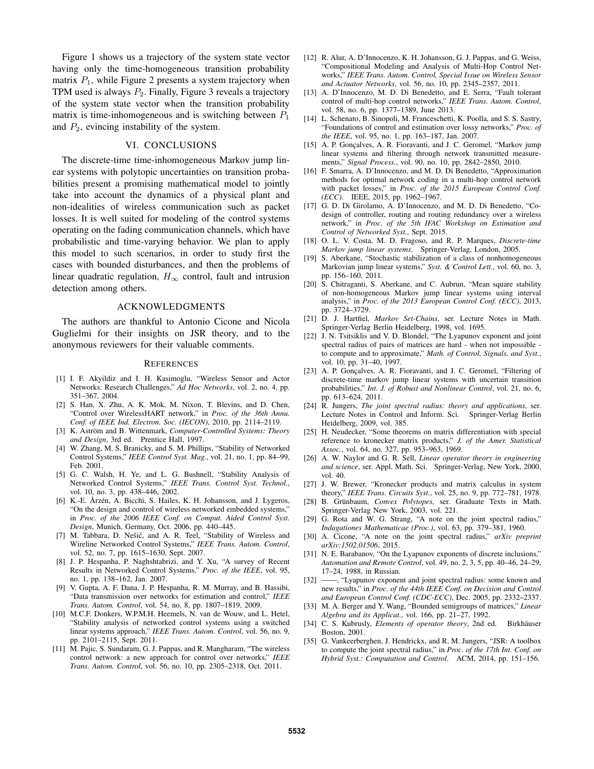Figure 1 shows us a trajectory of the system state vector having only the time-homogeneous transition probability matrix $P_1$, while Figure 2 presents a system trajectory when TPM used is always $P_2$. Finally, Figure 3 reveals a trajectory of the system state vector when the transition probability matrix is time-inhomogeneous and is switching between $P_1$ and $P_2$, evincing instability of the system.

## VI. CONCLUSIONS

The discrete-time time-inhomogeneous Markov jump linear systems with polytopic uncertainties on transition probabilities present a promising mathematical model to jointly take into account the dynamics of a physical plant and non-idealities of wireless communication such as packet losses. It is well suited for modeling of the control systems operating on the fading communication channels, which have probabilistic and time-varying behavior. We plan to apply this model to such scenarios, in order to study first the cases with bounded disturbances, and then the problems of linear quadratic regulation, $H_\infty$ control, fault and intrusion detection among others.

## ACKNOWLEDGMENTS

The authors are thankful to Antonio Cicone and Nicola Guglielmi for their insights on JSR theory, and to the anonymous reviewers for their valuable comments.

## REFERENCES

[1] I. F. Akyildiz and I. H. Kasimoglu, "Wireless Sensor and Actor Networks: Research Challenges," *Ad Hoc Networks*, vol. 2, no. 4, pp. 351–367, 2004.

[2] S. Han, X. Zhu, A. K. Mok, M. Nixon, T. Blevins, and D. Chen, "Control over WirelessHART network," in *Proc. of the 36th Annu. Conf. of IEEE Ind. Electron. Soc. (IECON)*, 2010, pp. 2114–2119.

[3] K. Aström and B. Wittenmark, *Computer-Controlled Systems: Theory and Design*, 3rd ed. Prentice Hall, 1997.

[4] W. Zhang, M. S. Branicky, and S. M. Phillips, "Stability of Networked Control Systems," *IEEE Control Syst. Mag.*, vol. 21, no. 1, pp. 84–99, Feb. 2001.

[5] G. C. Walsh, H. Ye, and L. G. Bushnell, "Stability Analysis of Networked Control Systems," *IEEE Trans. Control Syst. Technol.*, vol. 10, no. 3, pp. 438–446, 2002.

[6] K.-E. Årzén, A. Bicchi, S. Hailes, K. H. Johansson, and J. Lygeros, "On the design and control of wireless networked embedded systems," in *Proc. of the 2006 IEEE Conf. on Comput. Aided Control Syst. Design*, Munich, Germany, Oct. 2006, pp. 440–445.

[7] M. Tabbara, D. Nešić, and A. R. Teel, "Stability of Wireless and Wireline Networked Control Systems," *IEEE Trans. Autom. Control*, vol. 52, no. 7, pp. 1615–1630, Sept. 2007.

[8] J. P. Hespanha, P. Naghshtabrizi, and Y. Xu, "A survey of Recent Results in Networked Control Systems," *Proc. of the IEEE*, vol. 95, no. 1, pp. 138–162, Jan. 2007.

[9] V. Gupta, A. F. Dana, J. P. Hespanha, R. M. Murray, and B. Hassibi, "Data transmission over networks for estimation and control," *IEEE Trans. Autom. Control*, vol. 54, no. 8, pp. 1807–1819, 2009.

[10] M.C.F. Donkers, W.P.M.H. Heemels, N. van de Wouw, and L. Hetel, "Stability analysis of networked control systems using a switched linear systems approach," *IEEE Trans. Autom. Control*, vol. 56, no. 9, pp. 2101–2115, Sept. 2011.

[11] M. Pajic, S. Sundaram, G. J. Pappas, and R. Mangharam, "The wireless control network: a new approach for control over networks," *IEEE Trans. Autom. Control*, vol. 56, no. 10, pp. 2305–2318, Oct. 2011.

[12] R. Alur, A. D'Innocenzo, K. H. Johansson, G. J. Pappas, and G. Weiss, "Compositional Modeling and Analysis of Multi-Hop Control Networks," *IEEE Trans. Autom. Control, Special Issue on Wireless Sensor and Actuator Networks*, vol. 56, no. 10, pp. 2345–2357, 2011.

[13] A. D'Innocenzo, M. D. Di Benedetto, and E. Serra, "Fault tolerant control of multi-hop control networks," *IEEE Trans. Autom. Control*, vol. 58, no. 6, pp. 1377–1389, June 2013.

[14] L. Schenato, B. Sinopoli, M. Franceschetti, K. Poolla, and S. S. Sastry, "Foundations of control and estimation over lossy networks," *Proc. of the IEEE*, vol. 95, no. 1, pp. 163–187, Jan. 2007.

[15] A. P. Gonçalves, A. R. Fioravanti, and J. C. Geromel, "Markov jump linear systems and filtering through network transmitted measurements," *Signal Process.*, vol. 90, no. 10, pp. 2842–2850, 2010.

[16] F. Smarra, A. D'Innocenzo, and M. D. Di Benedetto, "Approximation methods for optimal network coding in a multi-hop control network with packet losses," in *Proc. of the 2015 European Control Conf. (ECC)*. IEEE, 2015, pp. 1962–1967.

[17] G. D. Di Girolamo, A. D'Innocenzo, and M. D. Di Benedetto, "Co-design of controller, routing and routing redundancy over a wireless network," in *Proc. of the 5th IFAC Workshop on Estimation and Control of Networked Syst.*, Sept. 2015.

[18] O. L. V. Costa, M. D. Fragoso, and R. P. Marques, *Discrete-time Markov jump linear systems*. Springer-Verlag, London, 2005.

[19] S. Aberkane, "Stochastic stabilization of a class of nonhomogeneous Markovian jump linear systems," *Syst. & Control Lett.*, vol. 60, no. 3, pp. 156–160, 2011.

[20] S. Chitraganti, S. Aberkane, and C. Aubrun, "Mean square stability of non-homogeneous Markov jump linear systems using interval analysis," in *Proc. of the 2013 European Control Conf. (ECC)*, 2013, pp. 3724–3729.

[21] D. J. Hartfiel, *Markov Set-Chains*, ser. Lecture Notes in Math. Springer-Verlag Berlin Heidelberg, 1998, vol. 1695.

[22] J. N. Tsitsiklis and V. D. Blondel, "The Lyapunov exponent and joint spectral radius of pairs of matrices are hard - when not impossible - to compute and to approximate," *Math. of Control, Signals, and Syst.*, vol. 10, pp. 31–40, 1997.

[23] A. P. Gonçalves, A. R. Fioravanti, and J. C. Geromel, "Filtering of discrete-time markov jump linear systems with uncertain transition probabilities," *Int. J. of Robust and Nonlinear Control*, vol. 21, no. 6, pp. 613–624, 2011.

[24] R. Jungers, *The joint spectral radius: theory and applications*, ser. Lecture Notes in Control and Inform. Sci. Springer-Verlag Berlin Heidelberg, 2009, vol. 385.

[25] H. Neudecker, "Some theorems on matrix differentiation with special reference to kronecker matrix products," *J. of the Amer. Statistical Assoc.*, vol. 64, no. 327, pp. 953–963, 1969.

[26] A. W. Naylor and G. R. Sell, *Linear operator theory in engineering and science*, ser. Appl. Math. Sci. Springer-Verlag, New York, 2000, vol. 40.

[27] J. W. Brewer, "Kronecker products and matrix calculus in system theory," *IEEE Trans. Circuits Syst.*, vol. 25, no. 9, pp. 772–781, 1978.

[28] B. Grünbaum, *Convex Polytopes*, ser. Graduate Texts in Math. Springer-Verlag New York, 2003, vol. 221.

[29] G. Rota and W. G. Strang, "A note on the joint spectral radius," *Indagationes Mathematicae (Proc.)*, vol. 63, pp. 379–381, 1960.

[30] A. Cicone, "A note on the joint spectral radius," *arXiv preprint arXiv:1502.01506*, 2015.

[31] N. E. Barabanov, "On the Lyapunov exponents of discrete inclusions," *Automation and Remote Control*, vol. 49, no. 2, 3, 5, pp. 40–46, 24–29, 17–24, 1988, in Russian.

[32] ——, "Lyapunov exponent and joint spectral radius: some known and new results," in *Proc. of the 44th IEEE Conf. on Decision and Control and European Control Conf. (CDC-ECC)*, Dec. 2005, pp. 2332–2337.

[33] M. A. Berger and Y. Wang, "Bounded semigroups of matrices," *Linear Algebra and its Applicat.*, vol. 166, pp. 21–27, 1992.

[34] C. S. Kubrusly, *Elements of operator theory*, 2nd ed. Birkhäuser Boston, 2001.

[35] G. Vankeerberghen, J. Hendrickx, and R. M. Jungers, "JSR: A toolbox to compute the joint spectral radius," in *Proc. of the 17th Int. Conf. on Hybrid Syst.: Computation and Control*. ACM, 2014, pp. 151–156.